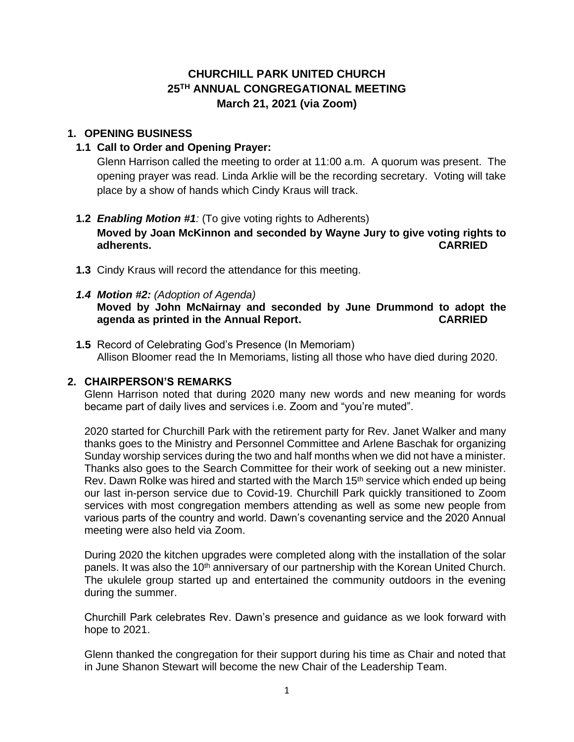# CHURCHILL PARK UNITED CHURCH
# 25TH ANNUAL CONGREGATIONAL MEETING
# March 21, 2021 (via Zoom)

## 1. OPENING BUSINESS

### 1.1 Call to Order and Opening Prayer:

Glenn Harrison called the meeting to order at 11:00 a.m. A quorum was present. The opening prayer was read. Linda Arklie will be the recording secretary. Voting will take place by a show of hands which Cindy Kraus will track.

**1.2** ***Enabling Motion #1:*** (To give voting rights to Adherents)

**Moved by Joan McKinnon and seconded by Wayne Jury to give voting rights to adherents. CARRIED**

**1.3** Cindy Kraus will record the attendance for this meeting.

***1.4 Motion #2:*** *(Adoption of Agenda)*

**Moved by John McNairnay and seconded by June Drummond to adopt the agenda as printed in the Annual Report. CARRIED**

**1.5** Record of Celebrating God's Presence (In Memoriam)

Allison Bloomer read the In Memoriams, listing all those who have died during 2020.

## 2. CHAIRPERSON'S REMARKS

Glenn Harrison noted that during 2020 many new words and new meaning for words became part of daily lives and services i.e. Zoom and "you're muted".

2020 started for Churchill Park with the retirement party for Rev. Janet Walker and many thanks goes to the Ministry and Personnel Committee and Arlene Baschak for organizing Sunday worship services during the two and half months when we did not have a minister. Thanks also goes to the Search Committee for their work of seeking out a new minister. Rev. Dawn Rolke was hired and started with the March 15th service which ended up being our last in-person service due to Covid-19. Churchill Park quickly transitioned to Zoom services with most congregation members attending as well as some new people from various parts of the country and world. Dawn's covenanting service and the 2020 Annual meeting were also held via Zoom.

During 2020 the kitchen upgrades were completed along with the installation of the solar panels. It was also the 10th anniversary of our partnership with the Korean United Church. The ukulele group started up and entertained the community outdoors in the evening during the summer.

Churchill Park celebrates Rev. Dawn's presence and guidance as we look forward with hope to 2021.

Glenn thanked the congregation for their support during his time as Chair and noted that in June Shanon Stewart will become the new Chair of the Leadership Team.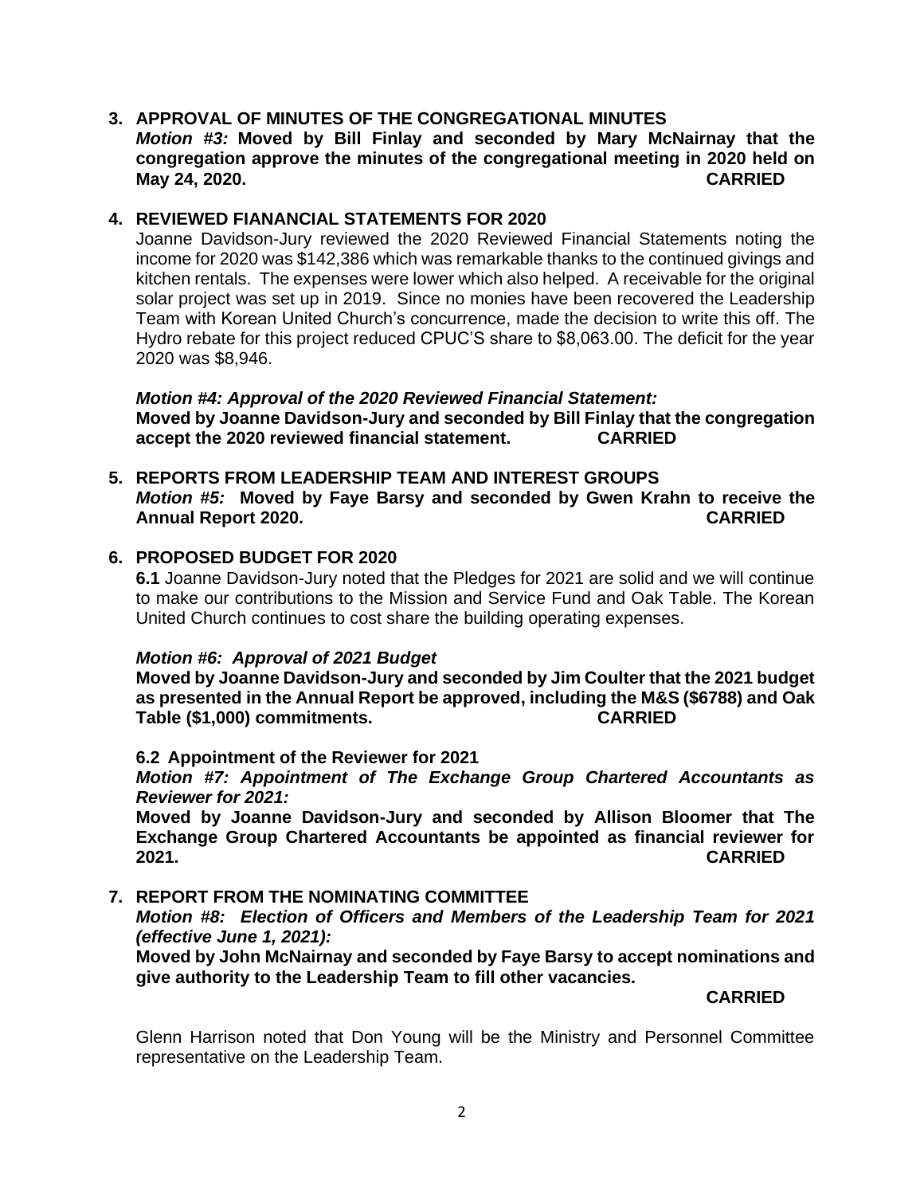## 3. APPROVAL OF MINUTES OF THE CONGREGATIONAL MINUTES

***Motion #3:*** **Moved by Bill Finlay and seconded by Mary McNairnay that the congregation approve the minutes of the congregational meeting in 2020 held on May 24, 2020. CARRIED**

## 4. REVIEWED FIANANCIAL STATEMENTS FOR 2020

Joanne Davidson-Jury reviewed the 2020 Reviewed Financial Statements noting the income for 2020 was $142,386 which was remarkable thanks to the continued givings and kitchen rentals. The expenses were lower which also helped. A receivable for the original solar project was set up in 2019. Since no monies have been recovered the Leadership Team with Korean United Church's concurrence, made the decision to write this off. The Hydro rebate for this project reduced CPUC'S share to $8,063.00. The deficit for the year 2020 was $8,946.

***Motion #4: Approval of the 2020 Reviewed Financial Statement:***
**Moved by Joanne Davidson-Jury and seconded by Bill Finlay that the congregation accept the 2020 reviewed financial statement. CARRIED**

## 5. REPORTS FROM LEADERSHIP TEAM AND INTEREST GROUPS

***Motion #5:*** **Moved by Faye Barsy and seconded by Gwen Krahn to receive the Annual Report 2020. CARRIED**

## 6. PROPOSED BUDGET FOR 2020

**6.1** Joanne Davidson-Jury noted that the Pledges for 2021 are solid and we will continue to make our contributions to the Mission and Service Fund and Oak Table. The Korean United Church continues to cost share the building operating expenses.

***Motion #6: Approval of 2021 Budget***
**Moved by Joanne Davidson-Jury and seconded by Jim Coulter that the 2021 budget as presented in the Annual Report be approved, including the M&S ($6788) and Oak Table ($1,000) commitments. CARRIED**

**6.2 Appointment of the Reviewer for 2021**

***Motion #7: Appointment of The Exchange Group Chartered Accountants as Reviewer for 2021:***
**Moved by Joanne Davidson-Jury and seconded by Allison Bloomer that The Exchange Group Chartered Accountants be appointed as financial reviewer for 2021. CARRIED**

## 7. REPORT FROM THE NOMINATING COMMITTEE

***Motion #8: Election of Officers and Members of the Leadership Team for 2021 (effective June 1, 2021):***
**Moved by John McNairnay and seconded by Faye Barsy to accept nominations and give authority to the Leadership Team to fill other vacancies.**

**CARRIED**

Glenn Harrison noted that Don Young will be the Ministry and Personnel Committee representative on the Leadership Team.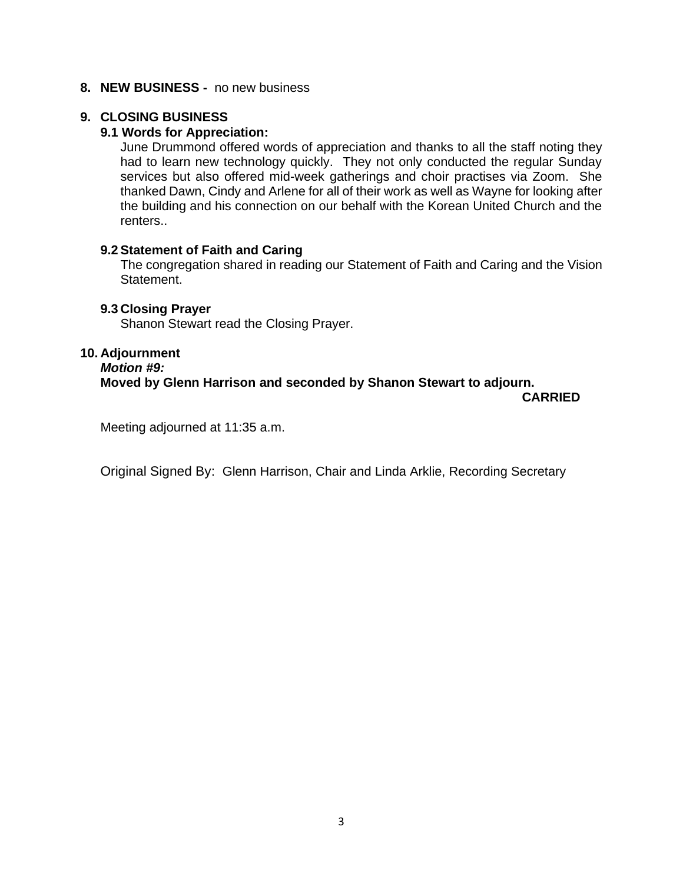**8. NEW BUSINESS -** no new business

**9. CLOSING BUSINESS**

**9.1 Words for Appreciation:**

June Drummond offered words of appreciation and thanks to all the staff noting they had to learn new technology quickly. They not only conducted the regular Sunday services but also offered mid-week gatherings and choir practises via Zoom. She thanked Dawn, Cindy and Arlene for all of their work as well as Wayne for looking after the building and his connection on our behalf with the Korean United Church and the renters..

**9.2 Statement of Faith and Caring**

The congregation shared in reading our Statement of Faith and Caring and the Vision Statement.

**9.3 Closing Prayer**

Shanon Stewart read the Closing Prayer.

**10. Adjournment**

***Motion #9:***

**Moved by Glenn Harrison and seconded by Shanon Stewart to adjourn.**

**CARRIED**

Meeting adjourned at 11:35 a.m.

Original Signed By: Glenn Harrison, Chair and Linda Arklie, Recording Secretary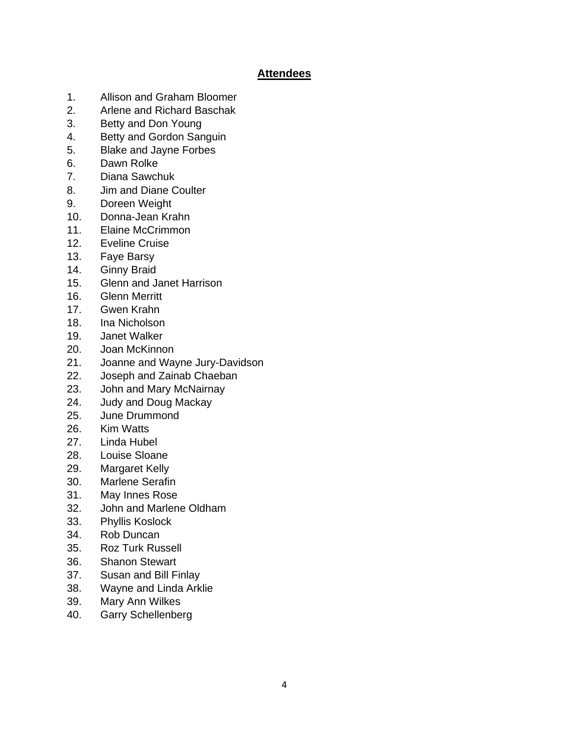## Attendees

1. Allison and Graham Bloomer
2. Arlene and Richard Baschak
3. Betty and Don Young
4. Betty and Gordon Sanguin
5. Blake and Jayne Forbes
6. Dawn Rolke
7. Diana Sawchuk
8. Jim and Diane Coulter
9. Doreen Weight
10. Donna-Jean Krahn
11. Elaine McCrimmon
12. Eveline Cruise
13. Faye Barsy
14. Ginny Braid
15. Glenn and Janet Harrison
16. Glenn Merritt
17. Gwen Krahn
18. Ina Nicholson
19. Janet Walker
20. Joan McKinnon
21. Joanne and Wayne Jury-Davidson
22. Joseph and Zainab Chaeban
23. John and Mary McNairnay
24. Judy and Doug Mackay
25. June Drummond
26. Kim Watts
27. Linda Hubel
28. Louise Sloane
29. Margaret Kelly
30. Marlene Serafin
31. May Innes Rose
32. John and Marlene Oldham
33. Phyllis Koslock
34. Rob Duncan
35. Roz Turk Russell
36. Shanon Stewart
37. Susan and Bill Finlay
38. Wayne and Linda Arklie
39. Mary Ann Wilkes
40. Garry Schellenberg